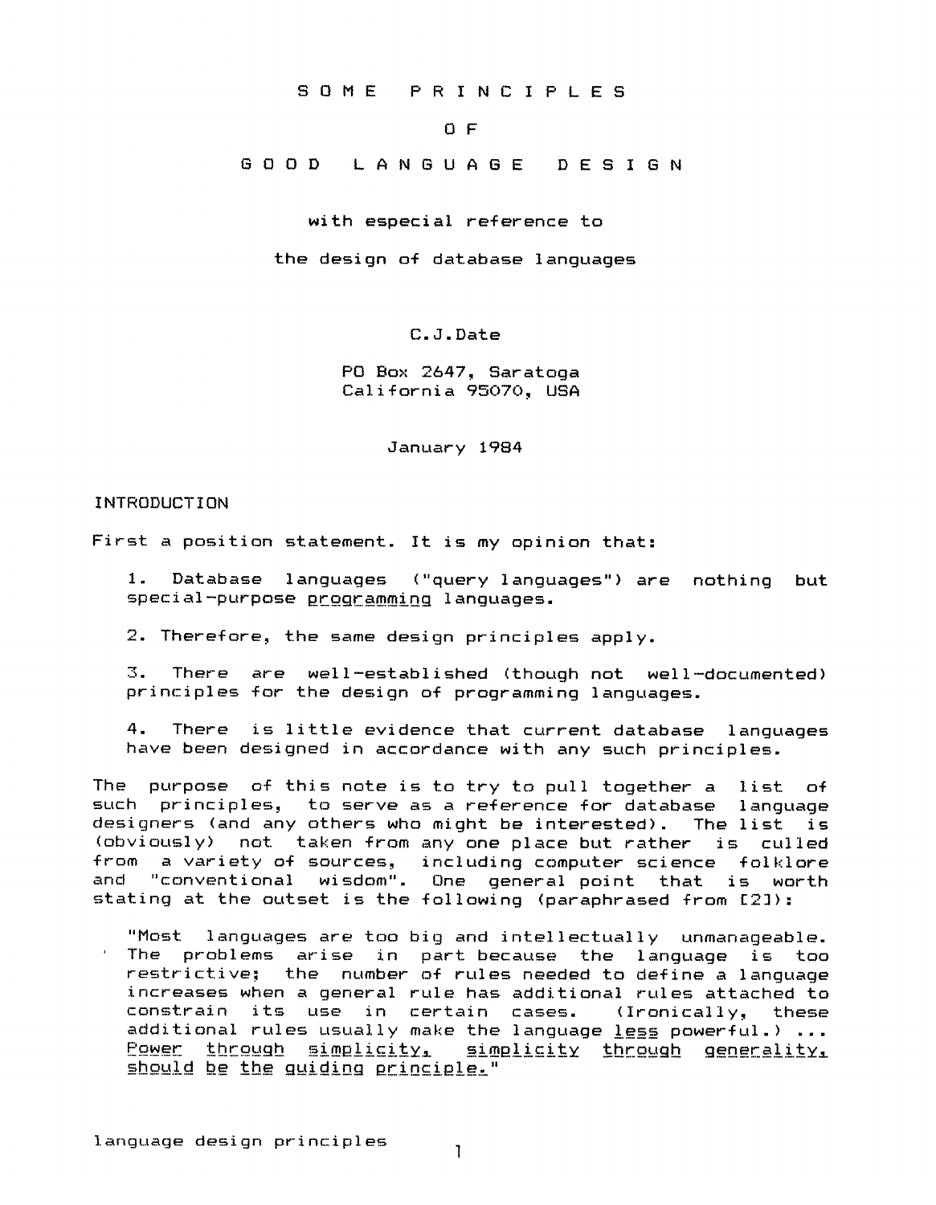# SOME PRINCIPLES OF GOOD LANGUAGE DESIGN

with especial reference to

the design of database languages

C.J.Date

PO Box 2647, Saratoga
California 95070, USA

January 1984

## INTRODUCTION

First a position statement. It is my opinion that:

1. Database languages ("query languages") are nothing but special-purpose _programming_ languages.

2. Therefore, the same design principles apply.

3. There are well-established (though not well-documented) principles for the design of programming languages.

4. There is little evidence that current database languages have been designed in accordance with any such principles.

The purpose of this note is to try to pull together a list of such principles, to serve as a reference for database language designers (and any others who might be interested). The list is (obviously) not taken from any one place but rather is culled from a variety of sources, including computer science folklore and "conventional wisdom". One general point that is worth stating at the outset is the following (paraphrased from [2]):

> "Most languages are too big and intellectually unmanageable. The problems arise in part because the language is too restrictive; the number of rules needed to define a language increases when a general rule has additional rules attached to constrain its use in certain cases. (Ironically, these additional rules usually make the language _less_ powerful.) ... _Power through simplicity, simplicity through generality, should be the guiding principle._"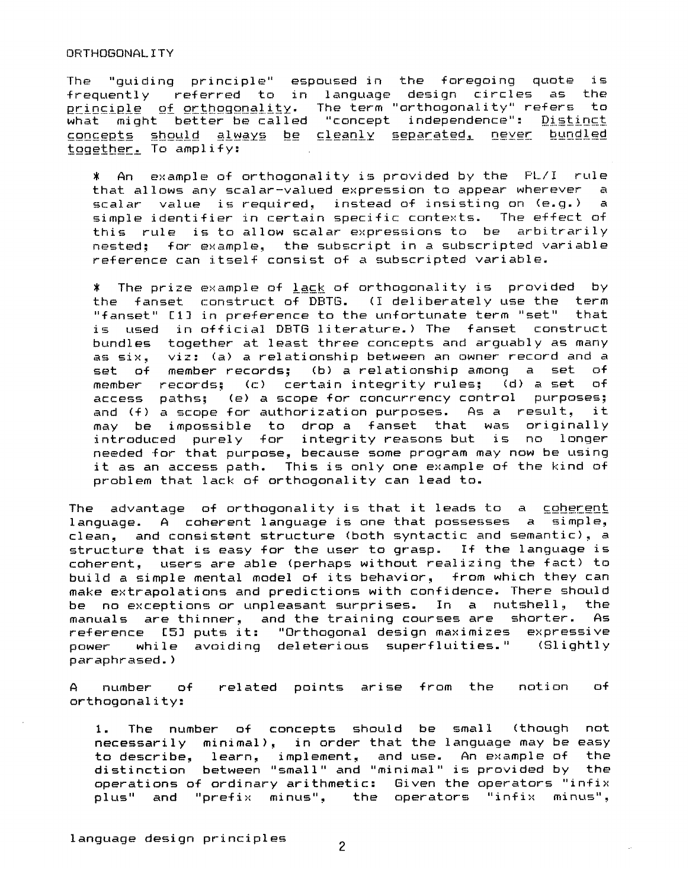## ORTHOGONALITY

The "guiding principle" espoused in the foregoing quote is frequently referred to in language design circles as the *principle of orthogonality*. The term "orthogonality" refers to what might better be called "concept independence": *Distinct concepts should always be cleanly separated, never bundled together.* To amplify:

* An example of orthogonality is provided by the PL/I rule that allows any scalar-valued expression to appear wherever a scalar value is required, instead of insisting on (e.g.) a simple identifier in certain specific contexts. The effect of this rule is to allow scalar expressions to be arbitrarily nested; for example, the subscript in a subscripted variable reference can itself consist of a subscripted variable.

* The prize example of *lack* of orthogonality is provided by the fanset construct of DBTG. (I deliberately use the term "fanset" [1] in preference to the unfortunate term "set" that is used in official DBTG literature.) The fanset construct bundles together at least three concepts and arguably as many as six, viz: (a) a relationship between an owner record and a set of member records; (b) a relationship among a set of member records; (c) certain integrity rules; (d) a set of access paths; (e) a scope for concurrency control purposes; and (f) a scope for authorization purposes. As a result, it may be impossible to drop a fanset that was originally introduced purely for integrity reasons but is no longer needed for that purpose, because some program may now be using it as an access path. This is only one example of the kind of problem that lack of orthogonality can lead to.

The advantage of orthogonality is that it leads to a *coherent* language. A coherent language is one that possesses a simple, clean, and consistent structure (both syntactic and semantic), a structure that is easy for the user to grasp. If the language is coherent, users are able (perhaps without realizing the fact) to build a simple mental model of its behavior, from which they can make extrapolations and predictions with confidence. There should be no exceptions or unpleasant surprises. In a nutshell, the manuals are thinner, and the training courses are shorter. As reference [5] puts it: "Orthogonal design maximizes expressive power while avoiding deleterious superfluities." (Slightly paraphrased.)

A number of related points arise from the notion of orthogonality:

1. The number of concepts should be small (though not necessarily minimal), in order that the language may be easy to describe, learn, implement, and use. An example of the distinction between "small" and "minimal" is provided by the operations of ordinary arithmetic: Given the operators "infix plus" and "prefix minus", the operators "infix minus",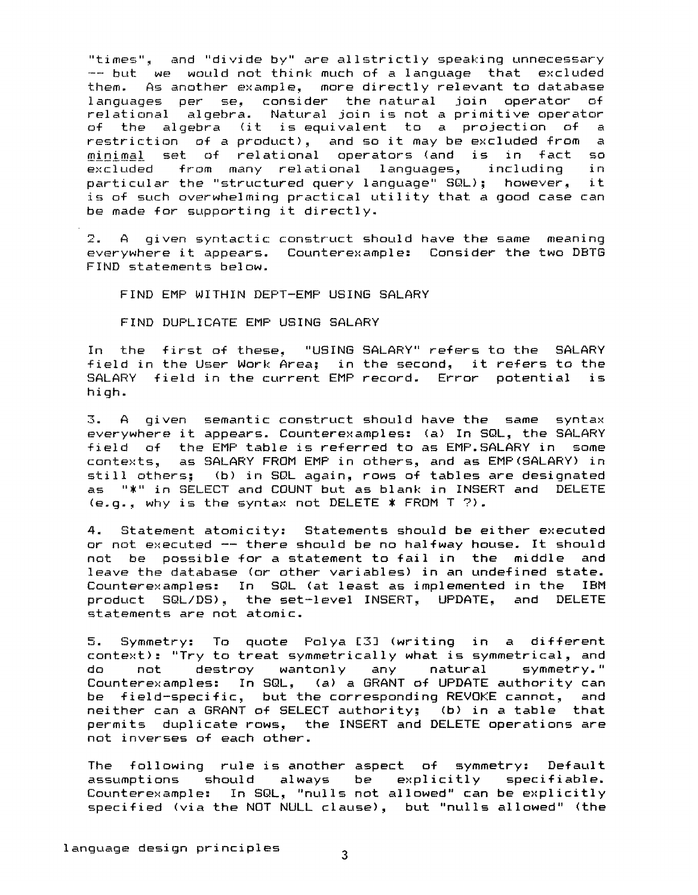"times", and "divide by" are allstrictly speaking unnecessary -- but we would not think much of a language that excluded them. As another example, more directly relevant to database languages per se, consider the natural join operator of relational algebra. Natural join is not a primitive operator of the algebra (it is equivalent to a projection of a restriction of a product), and so it may be excluded from a <u>minimal</u> set of relational operators (and is in fact so excluded from many relational languages, including in particular the "structured query language" SQL); however, it is of such overwhelming practical utility that a good case can be made for supporting it directly.

2. A given syntactic construct should have the same meaning everywhere it appears. Counterexample: Consider the two DBTG FIND statements below.

```
FIND EMP WITHIN DEPT-EMP USING SALARY

FIND DUPLICATE EMP USING SALARY
```

In the first of these, "USING SALARY" refers to the SALARY field in the User Work Area; in the second, it refers to the SALARY field in the current EMP record. Error potential is high.

3. A given semantic construct should have the same syntax everywhere it appears. Counterexamples: (a) In SQL, the SALARY field of the EMP table is referred to as EMP.SALARY in some contexts, as SALARY FROM EMP in others, and as EMP(SALARY) in still others; (b) in SQL again, rows of tables are designated as "*" in SELECT and COUNT but as blank in INSERT and DELETE (e.g., why is the syntax not DELETE * FROM T ?).

4. Statement atomicity: Statements should be either executed or not executed -- there should be no halfway house. It should not be possible for a statement to fail in the middle and leave the database (or other variables) in an undefined state. Counterexamples: In SQL (at least as implemented in the IBM product SQL/DS), the set-level INSERT, UPDATE, and DELETE statements are not atomic.

5. Symmetry: To quote Polya [3] (writing in a different context): "Try to treat symmetrically what is symmetrical, and do not destroy wantonly any natural symmetry." Counterexamples: In SQL, (a) a GRANT of UPDATE authority can be field-specific, but the corresponding REVOKE cannot, and neither can a GRANT of SELECT authority; (b) in a table that permits duplicate rows, the INSERT and DELETE operations are not inverses of each other.

The following rule is another aspect of symmetry: Default assumptions should always be explicitly specifiable. Counterexample: In SQL, "nulls not allowed" can be explicitly specified (via the NOT NULL clause), but "nulls allowed" (the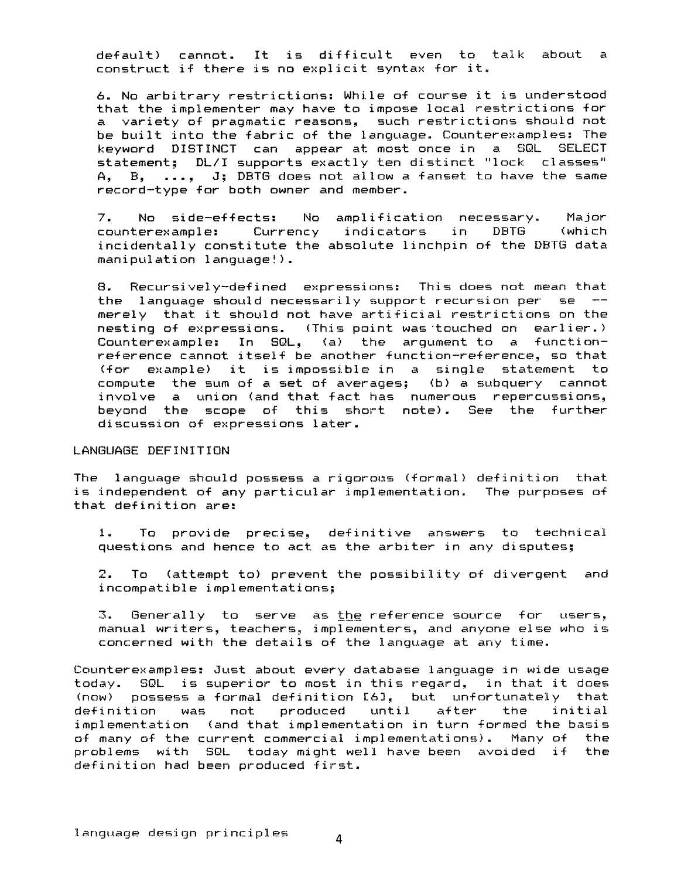default) cannot. It is difficult even to talk about a construct if there is no explicit syntax for it.

6. No arbitrary restrictions: While of course it is understood that the implementer may have to impose local restrictions for a variety of pragmatic reasons, such restrictions should not be built into the fabric of the language. Counterexamples: The keyword DISTINCT can appear at most once in a SQL SELECT statement; DL/I supports exactly ten distinct "lock classes" A, B, ..., J; DBTG does not allow a fanset to have the same record-type for both owner and member.

7. No side-effects: No amplification necessary. Major counterexample: Currency indicators in DBTG (which incidentally constitute the absolute linchpin of the DBTG data manipulation language!).

8. Recursively-defined expressions: This does not mean that the language should necessarily support recursion per se -- merely that it should not have artificial restrictions on the nesting of expressions. (This point was touched on earlier.) Counterexample: In SQL, (a) the argument to a function-reference cannot itself be another function-reference, so that (for example) it is impossible in a single statement to compute the sum of a set of averages; (b) a subquery cannot involve a union (and that fact has numerous repercussions, beyond the scope of this short note). See the further discussion of expressions later.

LANGUAGE DEFINITION

The language should possess a rigorous (formal) definition that is independent of any particular implementation. The purposes of that definition are:

1. To provide precise, definitive answers to technical questions and hence to act as the arbiter in any disputes;

2. To (attempt to) prevent the possibility of divergent and incompatible implementations;

3. Generally to serve as _the_ reference source for users, manual writers, teachers, implementers, and anyone else who is concerned with the details of the language at any time.

Counterexamples: Just about every database language in wide usage today. SQL is superior to most in this regard, in that it does (now) possess a formal definition [6], but unfortunately that definition was not produced until after the initial implementation (and that implementation in turn formed the basis of many of the current commercial implementations). Many of the problems with SQL today might well have been avoided if the definition had been produced first.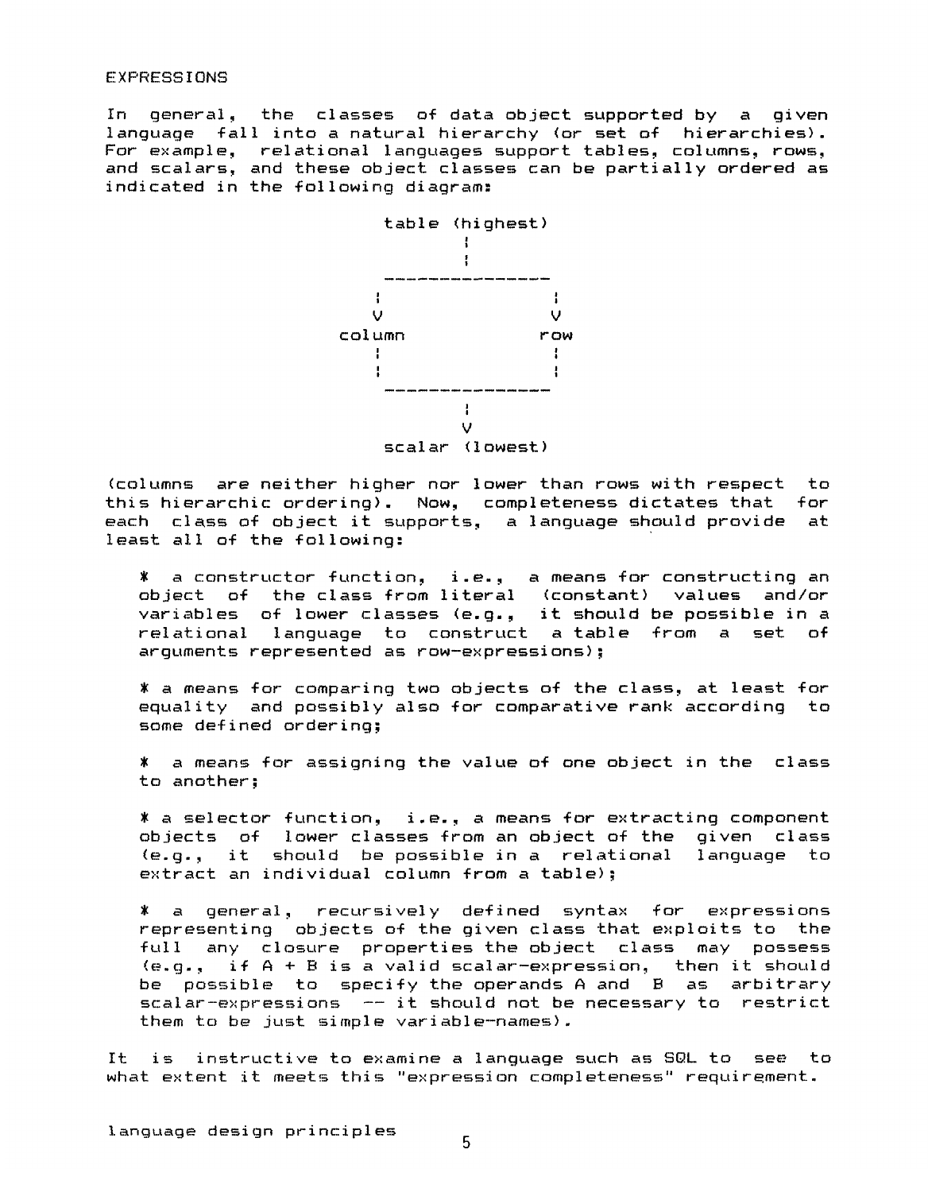## EXPRESSIONS

In general, the classes of data object supported by a given language fall into a natural hierarchy (or set of hierarchies). For example, relational languages support tables, columns, rows, and scalars, and these object classes can be partially ordered as indicated in the following diagram:

```
              table (highest)
                    :
                    :
             --------------
             :            :
             V            V
          column         row
             :            :
             :            :
             --------------
                    :
                    V
              scalar (lowest)
```

(columns are neither higher nor lower than rows with respect to this hierarchic ordering). Now, completeness dictates that for each class of object it supports, a language should provide at least all of the following:

* a constructor function, i.e., a means for constructing an object of the class from literal (constant) values and/or variables of lower classes (e.g., it should be possible in a relational language to construct a table from a set of arguments represented as row-expressions);

* a means for comparing two objects of the class, at least for equality and possibly also for comparative rank according to some defined ordering;

* a means for assigning the value of one object in the class to another;

* a selector function, i.e., a means for extracting component objects of lower classes from an object of the given class (e.g., it should be possible in a relational language to extract an individual column from a table);

* a general, recursively defined syntax for expressions representing objects of the given class that exploits to the full any closure properties the object class may possess (e.g., if A + B is a valid scalar-expression, then it should be possible to specify the operands A and B as arbitrary scalar-expressions -- it should not be necessary to restrict them to be just simple variable-names).

It is instructive to examine a language such as SQL to see to what extent it meets this "expression completeness" requirement.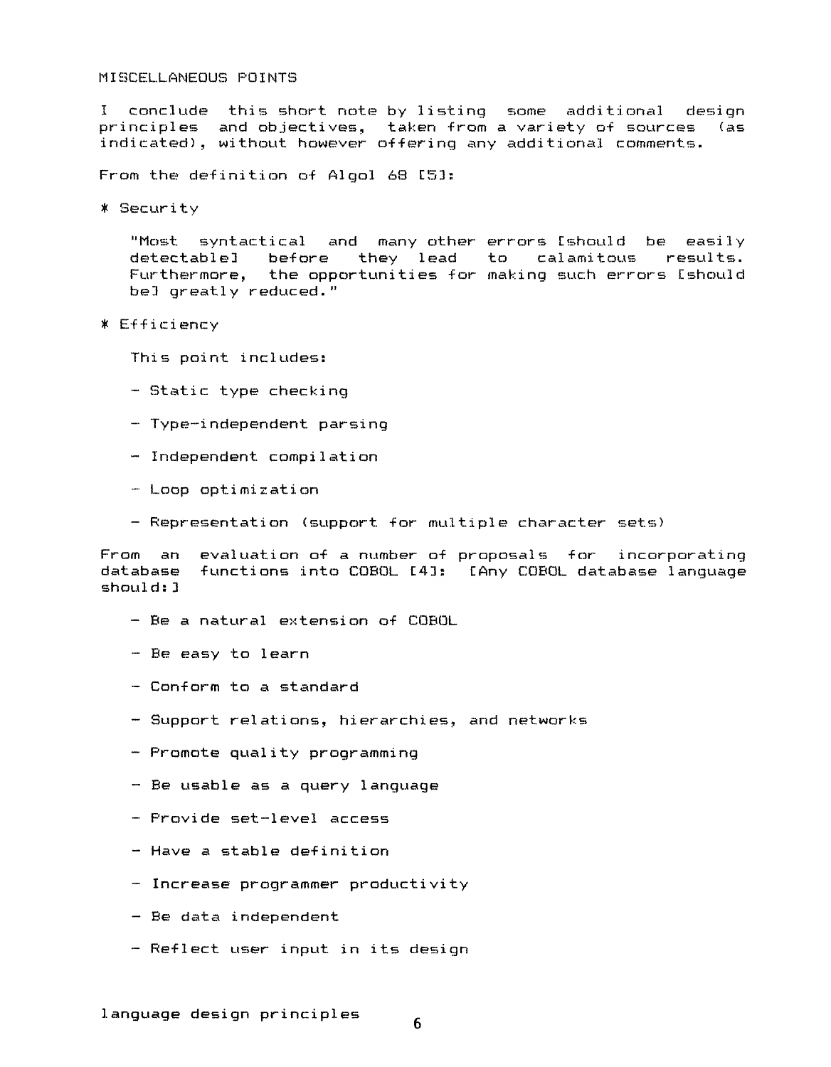## MISCELLANEOUS POINTS

I conclude this short note by listing some additional design principles and objectives, taken from a variety of sources (as indicated), without however offering any additional comments.

From the definition of Algol 68 [5]:

* Security

  "Most syntactical and many other errors [should be easily detectable] before they lead to calamitous results. Furthermore, the opportunities for making such errors [should be] greatly reduced."

* Efficiency

  This point includes:

  - Static type checking
  - Type-independent parsing
  - Independent compilation
  - Loop optimization
  - Representation (support for multiple character sets)

From an evaluation of a number of proposals for incorporating database functions into COBOL [4]: [Any COBOL database language should:]

- Be a natural extension of COBOL
- Be easy to learn
- Conform to a standard
- Support relations, hierarchies, and networks
- Promote quality programming
- Be usable as a query language
- Provide set-level access
- Have a stable definition
- Increase programmer productivity
- Be data independent
- Reflect user input in its design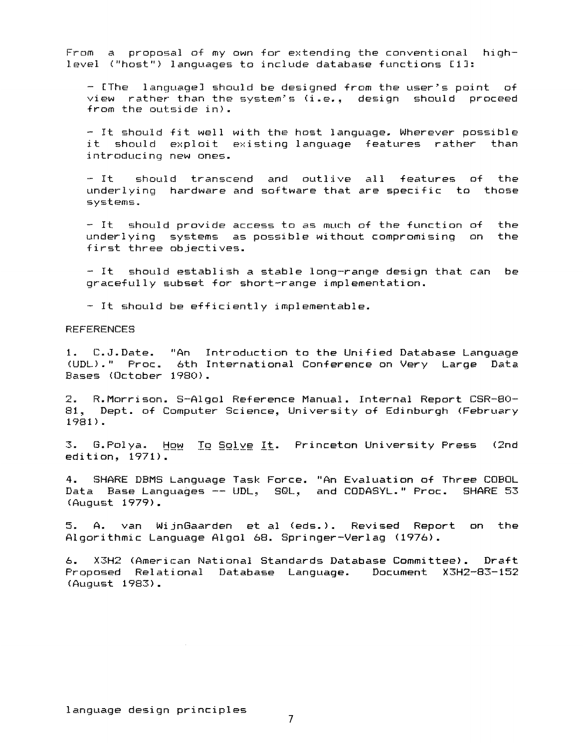From a proposal of my own for extending the conventional high-level ("host") languages to include database functions [1]:

- [The language] should be designed from the user's point of view rather than the system's (i.e., design should proceed from the outside in).

- It should fit well with the host language. Wherever possible it should exploit existing language features rather than introducing new ones.

- It should transcend and outlive all features of the underlying hardware and software that are specific to those systems.

- It should provide access to as much of the function of the underlying systems as possible without compromising on the first three objectives.

- It should establish a stable long-range design that can be gracefully subset for short-range implementation.

- It should be efficiently implementable.

REFERENCES

1. C.J.Date. "An Introduction to the Unified Database Language (UDL)." Proc. 6th International Conference on Very Large Data Bases (October 1980).

2. R.Morrison. S-Algol Reference Manual. Internal Report CSR-80-81, Dept. of Computer Science, University of Edinburgh (February 1981).

3. G.Polya. How To Solve It. Princeton University Press (2nd edition, 1971).

4. SHARE DBMS Language Task Force. "An Evaluation of Three COBOL Data Base Languages -- UDL, SQL, and CODASYL." Proc. SHARE 53 (August 1979).

5. A. van WijnGaarden et al (eds.). Revised Report on the Algorithmic Language Algol 68. Springer-Verlag (1976).

6. X3H2 (American National Standards Database Committee). Draft Proposed Relational Database Language. Document X3H2-83-152 (August 1983).